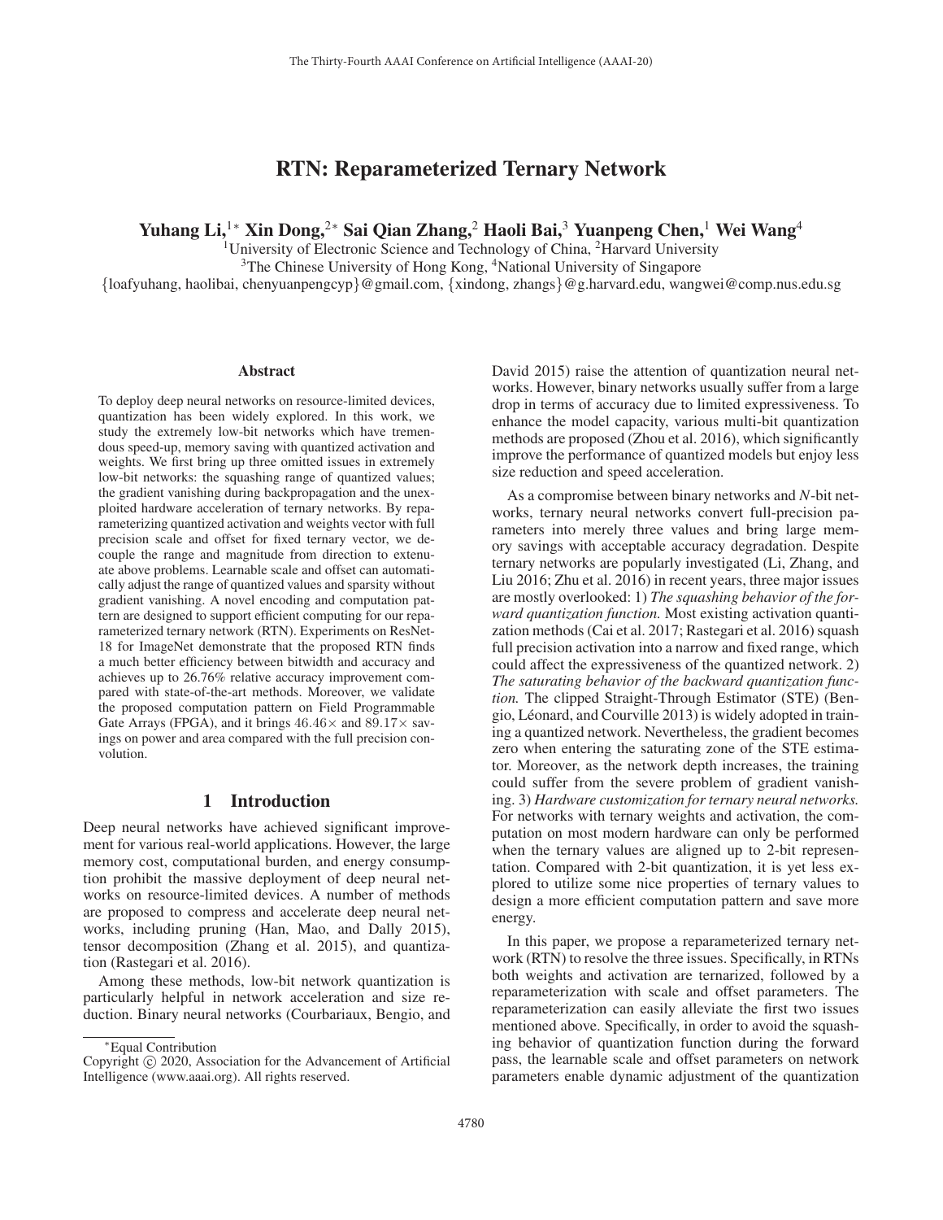# RTN: Reparameterized Ternary Network

**Yuhang Li,[1*] Xin Dong,[2*] Sai Qian Zhang,[2] Haoli Bai,[3] Yuanpeng Chen,[1] Wei Wang[4]**

[1]University of Electronic Science and Technology of China, [2]Harvard University
[3]The Chinese University of Hong Kong, [4]National University of Singapore
{loafyuhang, haolibai, chenyuanpengcyp}@gmail.com, {xindong, zhangs}@g.harvard.edu, wangwei@comp.nus.edu.sg

## Abstract

To deploy deep neural networks on resource-limited devices, quantization has been widely explored. In this work, we study the extremely low-bit networks which have tremendous speed-up, memory saving with quantized activation and weights. We first bring up three omitted issues in extremely low-bit networks: the squashing range of quantized values; the gradient vanishing during backpropagation and the unexploited hardware acceleration of ternary networks. By reparameterizing quantized activation and weights vector with full precision scale and offset for fixed ternary vector, we decouple the range and magnitude from direction to extenuate above problems. Learnable scale and offset can automatically adjust the range of quantized values and sparsity without gradient vanishing. A novel encoding and computation pattern are designed to support efficient computing for our reparameterized ternary network (RTN). Experiments on ResNet-18 for ImageNet demonstrate that the proposed RTN finds a much better efficiency between bitwidth and accuracy and achieves up to 26.76% relative accuracy improvement compared with state-of-the-art methods. Moreover, we validate the proposed computation pattern on Field Programmable Gate Arrays (FPGA), and it brings $46.46\times$ and $89.17\times$ savings on power and area compared with the full precision convolution.

## 1 Introduction

Deep neural networks have achieved significant improvement for various real-world applications. However, the large memory cost, computational burden, and energy consumption prohibit the massive deployment of deep neural networks on resource-limited devices. A number of methods are proposed to compress and accelerate deep neural networks, including pruning (Han, Mao, and Dally 2015), tensor decomposition (Zhang et al. 2015), and quantization (Rastegari et al. 2016).

Among these methods, low-bit network quantization is particularly helpful in network acceleration and size reduction. Binary neural networks (Courbariaux, Bengio, and David 2015) raise the attention of quantization neural networks. However, binary networks usually suffer from a large drop in terms of accuracy due to limited expressiveness. To enhance the model capacity, various multi-bit quantization methods are proposed (Zhou et al. 2016), which significantly improve the performance of quantized models but enjoy less size reduction and speed acceleration.

As a compromise between binary networks and *N*-bit networks, ternary neural networks convert full-precision parameters into merely three values and bring large memory savings with acceptable accuracy degradation. Despite ternary networks are popularly investigated (Li, Zhang, and Liu 2016; Zhu et al. 2016) in recent years, three major issues are mostly overlooked: 1) *The squashing behavior of the forward quantization function.* Most existing activation quantization methods (Cai et al. 2017; Rastegari et al. 2016) squash full precision activation into a narrow and fixed range, which could affect the expressiveness of the quantized network. 2) *The saturating behavior of the backward quantization function.* The clipped Straight-Through Estimator (STE) (Bengio, Léonard, and Courville 2013) is widely adopted in training a quantized network. Nevertheless, the gradient becomes zero when entering the saturating zone of the STE estimator. Moreover, as the network depth increases, the training could suffer from the severe problem of gradient vanishing. 3) *Hardware customization for ternary neural networks.* For networks with ternary weights and activation, the computation on most modern hardware can only be performed when the ternary values are aligned up to 2-bit representation. Compared with 2-bit quantization, it is yet less explored to utilize some nice properties of ternary values to design a more efficient computation pattern and save more energy.

In this paper, we propose a reparameterized ternary network (RTN) to resolve the three issues. Specifically, in RTNs both weights and activation are ternarized, followed by a reparameterization with scale and offset parameters. The reparameterization can easily alleviate the first two issues mentioned above. Specifically, in order to avoid the squashing behavior of quantization function during the forward pass, the learnable scale and offset parameters on network parameters enable dynamic adjustment of the quantization

*Equal Contribution
Copyright © 2020, Association for the Advancement of Artificial Intelligence (www.aaai.org). All rights reserved.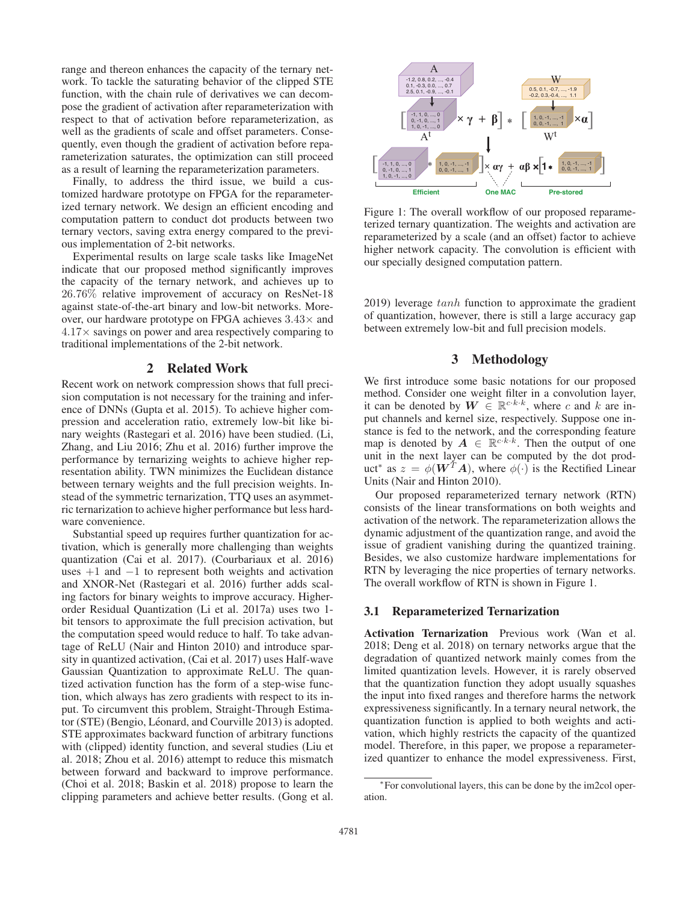range and thereon enhances the capacity of the ternary network. To tackle the saturating behavior of the clipped STE function, with the chain rule of derivatives we can decompose the gradient of activation after reparameterization with respect to that of activation before reparameterization, as well as the gradients of scale and offset parameters. Consequently, even though the gradient of activation before reparameterization saturates, the optimization can still proceed as a result of learning the reparameterization parameters.

Finally, to address the third issue, we build a customized hardware prototype on FPGA for the reparameterized ternary network. We design an efficient encoding and computation pattern to conduct dot products between two ternary vectors, saving extra energy compared to the previous implementation of 2-bit networks.

Experimental results on large scale tasks like ImageNet indicate that our proposed method significantly improves the capacity of the ternary network, and achieves up to $26.76\%$ relative improvement of accuracy on ResNet-18 against state-of-the-art binary and low-bit networks. Moreover, our hardware prototype on FPGA achieves $3.43\times$ and $4.17\times$ savings on power and area respectively comparing to traditional implementations of the 2-bit network.

## 2 Related Work

Recent work on network compression shows that full precision computation is not necessary for the training and inference of DNNs (Gupta et al. 2015). To achieve higher compression and acceleration ratio, extremely low-bit like binary weights (Rastegari et al. 2016) have been studied. (Li, Zhang, and Liu 2016; Zhu et al. 2016) further improve the performance by ternarizing weights to achieve higher representation ability. TWN minimizes the Euclidean distance between ternary weights and the full precision weights. Instead of the symmetric ternarization, TTQ uses an asymmetric ternarization to achieve higher performance but less hardware convenience.

Substantial speed up requires further quantization for activation, which is generally more challenging than weights quantization (Cai et al. 2017). (Courbariaux et al. 2016) uses $+1$ and $-1$ to represent both weights and activation and XNOR-Net (Rastegari et al. 2016) further adds scaling factors for binary weights to improve accuracy. Higher-order Residual Quantization (Li et al. 2017a) uses two 1-bit tensors to approximate the full precision activation, but the computation speed would reduce to half. To take advantage of ReLU (Nair and Hinton 2010) and introduce sparsity in quantized activation, (Cai et al. 2017) uses Half-wave Gaussian Quantization to approximate ReLU. The quantized activation function has the form of a step-wise function, which always has zero gradients with respect to its input. To circumvent this problem, Straight-Through Estimator (STE) (Bengio, Léonard, and Courville 2013) is adopted. STE approximates backward function of arbitrary functions with (clipped) identity function, and several studies (Liu et al. 2018; Zhou et al. 2016) attempt to reduce this mismatch between forward and backward to improve performance. (Choi et al. 2018; Baskin et al. 2018) propose to learn the clipping parameters and achieve better results. (Gong et al. 2019) leverage $tanh$ function to approximate the gradient of quantization, however, there is still a large accuracy gap between extremely low-bit and full precision models.

Figure 1: The overall workflow of our proposed reparameterized ternary quantization. The weights and activation are reparameterized by a scale (and an offset) factor to achieve higher network capacity. The convolution is efficient with our specially designed computation pattern.

## 3 Methodology

We first introduce some basic notations for our proposed method. Consider one weight filter in a convolution layer, it can be denoted by $\boldsymbol{W} \in \mathbb{R}^{c \cdot k \cdot k}$, where $c$ and $k$ are input channels and kernel size, respectively. Suppose one instance is fed to the network, and the corresponding feature map is denoted by $\boldsymbol{A} \in \mathbb{R}^{c \cdot k \cdot k}$. Then the output of one unit in the next layer can be computed by the dot product* as $z = \phi(\boldsymbol{W}^T \boldsymbol{A})$, where $\phi(\cdot)$ is the Rectified Linear Units (Nair and Hinton 2010).

Our proposed reparameterized ternary network (RTN) consists of the linear transformations on both weights and activation of the network. The reparameterization allows the dynamic adjustment of the quantization range, and avoid the issue of gradient vanishing during the quantized training. Besides, we also customize hardware implementations for RTN by leveraging the nice properties of ternary networks. The overall workflow of RTN is shown in Figure 1.

### 3.1 Reparameterized Ternarization

**Activation Ternarization** Previous work (Wan et al. 2018; Deng et al. 2018) on ternary networks argue that the degradation of quantized network mainly comes from the limited quantization levels. However, it is rarely observed that the quantization function they adopt usually squashes the input into fixed ranges and therefore harms the network expressiveness significantly. In a ternary neural network, the quantization function is applied to both weights and activation, which highly restricts the capacity of the quantized model. Therefore, in this paper, we propose a reparameterized quantizer to enhance the model expressiveness. First,

*For convolutional layers, this can be done by the im2col operation.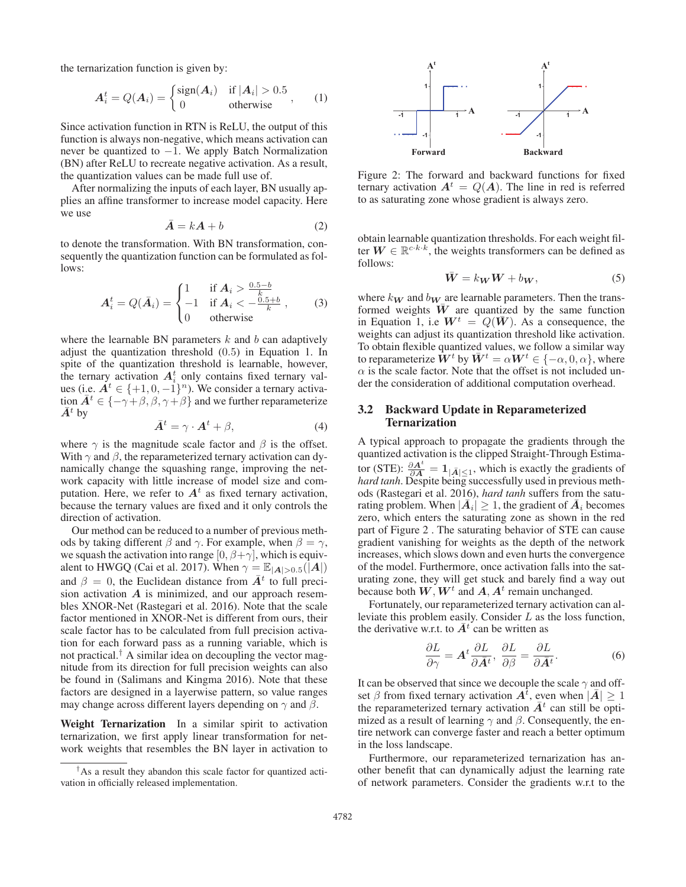the ternarization function is given by:

$$\boldsymbol{A}_i^t = Q(\boldsymbol{A}_i) = \begin{cases} \text{sign}(\boldsymbol{A}_i) & \text{if } |\boldsymbol{A}_i| > 0.5 \\ 0 & \text{otherwise} \end{cases}, \quad (1)$$

Since activation function in RTN is ReLU, the output of this function is always non-negative, which means activation can never be quantized to $-1$. We apply Batch Normalization (BN) after ReLU to recreate negative activation. As a result, the quantization values can be made full use of.

After normalizing the inputs of each layer, BN usually applies an affine transformer to increase model capacity. Here we use

$$\bar{\boldsymbol{A}} = k\boldsymbol{A} + b \quad (2)$$

to denote the transformation. With BN transformation, consequently the quantization function can be formulated as follows:

$$\boldsymbol{A}_i^t = Q(\bar{\boldsymbol{A}}_i) = \begin{cases} 1 & \text{if } \boldsymbol{A}_i > \frac{0.5-b}{k} \\ -1 & \text{if } \boldsymbol{A}_i < -\frac{0.5+b}{k} \\ 0 & \text{otherwise} \end{cases}, \quad (3)$$

where the learnable BN parameters $k$ and $b$ can adaptively adjust the quantization threshold (0.5) in Equation 1. In spite of the quantization threshold is learnable, however, the ternary activation $\boldsymbol{A}_i^t$ only contains fixed ternary values (i.e. $\boldsymbol{A}^t \in \{+1, 0, -1\}^n$). We consider a ternary activation $\bar{\boldsymbol{A}}^t \in \{-\gamma+\beta, \beta, \gamma+\beta\}$ and we further reparameterize $\bar{\boldsymbol{A}}^t$ by

$$\bar{\boldsymbol{A}}^t = \gamma \cdot \boldsymbol{A}^t + \beta, \quad (4)$$

where $\gamma$ is the magnitude scale factor and $\beta$ is the offset. With $\gamma$ and $\beta$, the reparameterized ternary activation can dynamically change the squashing range, improving the network capacity with little increase of model size and computation. Here, we refer to $\boldsymbol{A}^t$ as fixed ternary activation, because the ternary values are fixed and it only controls the direction of activation.

Our method can be reduced to a number of previous methods by taking different $\beta$ and $\gamma$. For example, when $\beta = \gamma$, we squash the activation into range $[0, \beta+\gamma]$, which is equivalent to HWGQ (Cai et al. 2017). When $\gamma = \mathbb{E}_{|\boldsymbol{A}|>0.5}(|\boldsymbol{A}|)$ and $\beta = 0$, the Euclidean distance from $\bar{\boldsymbol{A}}^t$ to full precision activation $\boldsymbol{A}$ is minimized, and our approach resembles XNOR-Net (Rastegari et al. 2016). Note that the scale factor mentioned in XNOR-Net is different from ours, their scale factor has to be calculated from full precision activation for each forward pass as a running variable, which is not practical.[†] A similar idea on decoupling the vector magnitude from its direction for full precision weights can also be found in (Salimans and Kingma 2016). Note that these factors are designed in a layerwise pattern, so value ranges may change across different layers depending on $\gamma$ and $\beta$.

**Weight Ternarization** In a similar spirit to activation ternarization, we first apply linear transformation for network weights that resembles the BN layer in activation to obtain learnable quantization thresholds. For each weight filter $\boldsymbol{W} \in \mathbb{R}^{c \cdot k \cdot k}$, the weights transformers can be defined as follows:

$$\bar{\boldsymbol{W}} = k_{\boldsymbol{W}}\boldsymbol{W} + b_{\boldsymbol{W}}, \quad (5)$$

where $k_{\boldsymbol{W}}$ and $b_{\boldsymbol{W}}$ are learnable parameters. Then the transformed weights $\bar{\boldsymbol{W}}$ are quantized by the same function in Equation 1, i.e $\boldsymbol{W}^t = Q(\bar{\boldsymbol{W}})$. As a consequence, the weights can adjust its quantization threshold like activation. To obtain flexible quantized values, we follow a similar way to reparameterize $\bar{\boldsymbol{W}}^t$ by $\bar{\boldsymbol{W}}^t = \alpha\boldsymbol{W}^t \in \{-\alpha, 0, \alpha\}$, where $\alpha$ is the scale factor. Note that the offset is not included under the consideration of additional computation overhead.

[†] As a result they abandon this scale factor for quantized activation in officially released implementation.

Figure 2: The forward and backward functions for fixed ternary activation $\boldsymbol{A}^t = Q(\boldsymbol{A})$. The line in red is referred to as saturating zone whose gradient is always zero.

## 3.2 Backward Update in Reparameterized Ternarization

A typical approach to propagate the gradients through the quantized activation is the clipped Straight-Through Estimator (STE): $\frac{\partial \boldsymbol{A}^t}{\partial \boldsymbol{A}} = \mathbf{1}_{|\bar{\boldsymbol{A}}| \le 1}$, which is exactly the gradients of *hard tanh*. Despite being successfully used in previous methods (Rastegari et al. 2016), *hard tanh* suffers from the saturating problem. When $|\bar{\boldsymbol{A}}_i| \ge 1$, the gradient of $\bar{\boldsymbol{A}}_i$ becomes zero, which enters the saturating zone as shown in the red part of Figure 2 . The saturating behavior of STE can cause gradient vanishing for weights as the depth of the network increases, which slows down and even hurts the convergence of the model. Furthermore, once activation falls into the saturating zone, they will get stuck and barely find a way out because both $\boldsymbol{W}, \boldsymbol{W}^t$ and $\boldsymbol{A}, \boldsymbol{A}^t$ remain unchanged.

Fortunately, our reparameterized ternary activation can alleviate this problem easily. Consider $L$ as the loss function, the derivative w.r.t. to $\bar{\boldsymbol{A}}^t$ can be written as

$$\frac{\partial L}{\partial \gamma} = \boldsymbol{A}^t \frac{\partial L}{\partial \bar{\boldsymbol{A}}^t}, \; \frac{\partial L}{\partial \beta} = \frac{\partial L}{\partial \bar{\boldsymbol{A}}^t}. \quad (6)$$

It can be observed that since we decouple the scale $\gamma$ and offset $\beta$ from fixed ternary activation $\boldsymbol{A}^t$, even when $|\bar{\boldsymbol{A}}| \ge 1$ the reparameterized ternary activation $\bar{\boldsymbol{A}}^t$ can still be optimized as a result of learning $\gamma$ and $\beta$. Consequently, the entire network can converge faster and reach a better optimum in the loss landscape.

Furthermore, our reparameterized ternarization has another benefit that can dynamically adjust the learning rate of network parameters. Consider the gradients w.r.t to the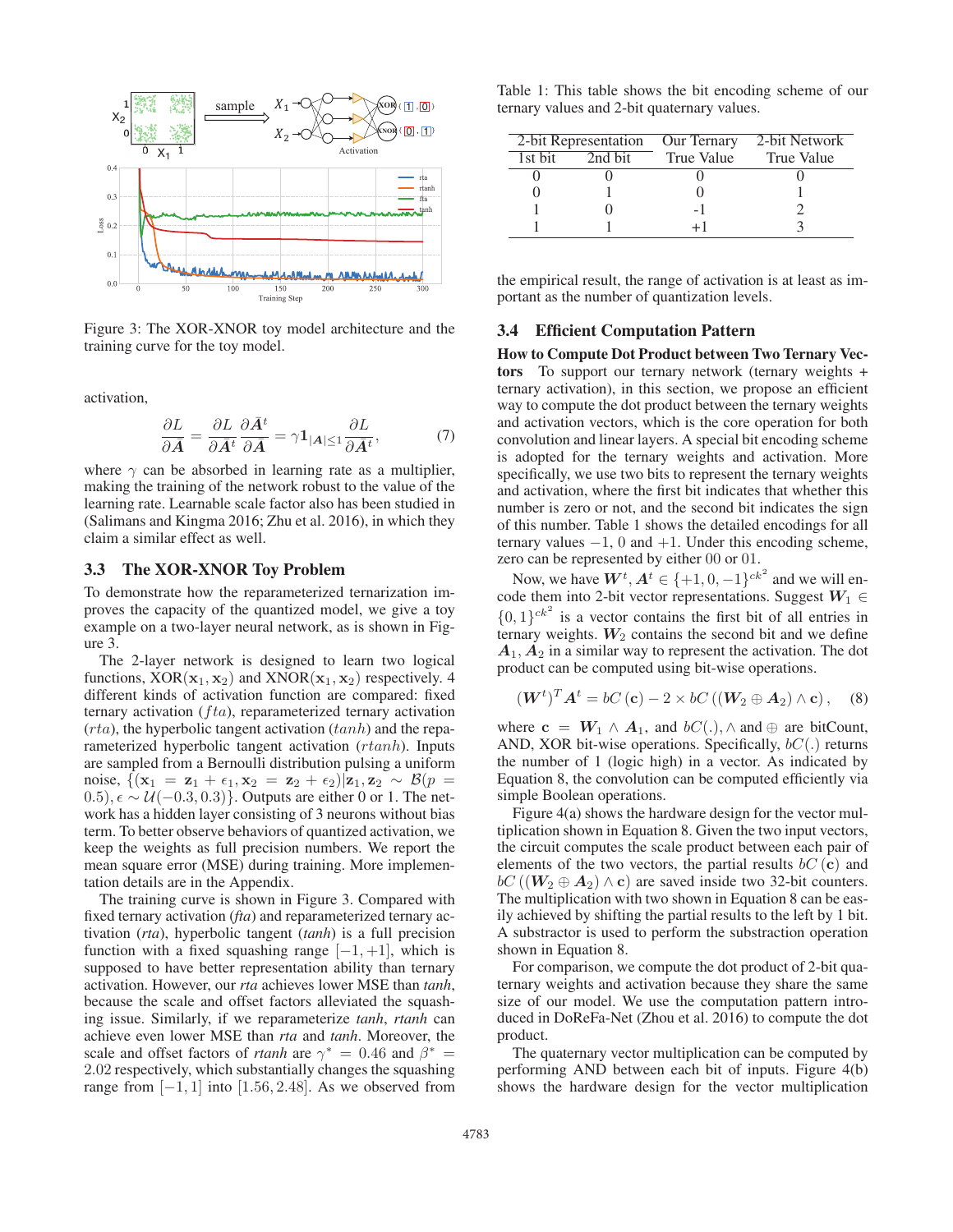Figure 3: The XOR-XNOR toy model architecture and the training curve for the toy model.

activation,

$$\frac{\partial L}{\partial \bar{\boldsymbol{A}}} = \frac{\partial L}{\partial \bar{\boldsymbol{A}}^t} \frac{\partial \bar{\boldsymbol{A}}^t}{\partial \bar{\boldsymbol{A}}} = \gamma \mathbf{1}_{|\boldsymbol{A}| \leq 1} \frac{\partial L}{\partial \bar{\boldsymbol{A}}^t}, \tag{7}$$

where $\gamma$ can be absorbed in learning rate as a multiplier, making the training of the network robust to the value of the learning rate. Learnable scale factor also has been studied in (Salimans and Kingma 2016; Zhu et al. 2016), in which they claim a similar effect as well.

### 3.3 The XOR-XNOR Toy Problem

To demonstrate how the reparameterized ternarization improves the capacity of the quantized model, we give a toy example on a two-layer neural network, as is shown in Figure 3.

The 2-layer network is designed to learn two logical functions, $\text{XOR}(\mathbf{x}_1, \mathbf{x}_2)$ and $\text{XNOR}(\mathbf{x}_1, \mathbf{x}_2)$ respectively. 4 different kinds of activation function are compared: fixed ternary activation ($fta$), reparameterized ternary activation ($rta$), the hyperbolic tangent activation ($tanh$) and the reparameterized hyperbolic tangent activation ($rtanh$). Inputs are sampled from a Bernoulli distribution pulsing a uniform noise, $\{(\mathbf{x}_1 = \mathbf{z}_1 + \epsilon_1, \mathbf{x}_2 = \mathbf{z}_2 + \epsilon_2) | \mathbf{z}_1, \mathbf{z}_2 \sim \mathcal{B}(p = 0.5), \epsilon \sim \mathcal{U}(-0.3, 0.3)\}$. Outputs are either 0 or 1. The network has a hidden layer consisting of 3 neurons without bias term. To better observe behaviors of quantized activation, we keep the weights as full precision numbers. We report the mean square error (MSE) during training. More implementation details are in the Appendix.

The training curve is shown in Figure 3. Compared with fixed ternary activation (*fta*) and reparameterized ternary activation (*rta*), hyperbolic tangent (*tanh*) is a full precision function with a fixed squashing range $[-1, +1]$, which is supposed to have better representation ability than ternary activation. However, our *rta* achieves lower MSE than *tanh*, because the scale and offset factors alleviated the squashing issue. Similarly, if we reparameterize *tanh*, *rtanh* can achieve even lower MSE than *rta* and *tanh*. Moreover, the scale and offset factors of *rtanh* are $\gamma^* = 0.46$ and $\beta^* = 2.02$ respectively, which substantially changes the squashing range from $[-1, 1]$ into $[1.56, 2.48]$. As we observed from the empirical result, the range of activation is at least as important as the number of quantization levels.

Table 1: This table shows the bit encoding scheme of our ternary values and 2-bit quaternary values.

| 2-bit Representation | | Our Ternary | 2-bit Network |
|---|---|---|---|
| 1st bit | 2nd bit | True Value | True Value |
| 0 | 0 | 0 | 0 |
| 0 | 1 | 0 | 1 |
| 1 | 0 | -1 | 2 |
| 1 | 1 | +1 | 3 |

### 3.4 Efficient Computation Pattern

**How to Compute Dot Product between Two Ternary Vectors** To support our ternary network (ternary weights + ternary activation), in this section, we propose an efficient way to compute the dot product between the ternary weights and activation vectors, which is the core operation for both convolution and linear layers. A special bit encoding scheme is adopted for the ternary weights and activation. More specifically, we use two bits to represent the ternary weights and activation, where the first bit indicates that whether this number is zero or not, and the second bit indicates the sign of this number. Table 1 shows the detailed encodings for all ternary values $-1$, $0$ and $+1$. Under this encoding scheme, zero can be represented by either 00 or 01.

Now, we have $\boldsymbol{W}^t, \boldsymbol{A}^t \in \{+1, 0, -1\}^{ck^2}$ and we will encode them into 2-bit vector representations. Suggest $\boldsymbol{W}_1 \in \{0, 1\}^{ck^2}$ is a vector contains the first bit of all entries in ternary weights. $\boldsymbol{W}_2$ contains the second bit and we define $\boldsymbol{A}_1, \boldsymbol{A}_2$ in a similar way to represent the activation. The dot product can be computed using bit-wise operations.

$$(\boldsymbol{W}^t)^T \boldsymbol{A}^t = bC\left(\mathbf{c}\right) - 2 \times bC\left(\left(\boldsymbol{W}_2 \oplus \boldsymbol{A}_2\right) \wedge \mathbf{c}\right), \tag{8}$$

where $\mathbf{c} = \boldsymbol{W}_1 \wedge \boldsymbol{A}_1$, and $bC(.), \wedge$ and $\oplus$ are bitCount, AND, XOR bit-wise operations. Specifically, $bC(.)$ returns the number of 1 (logic high) in a vector. As indicated by Equation 8, the convolution can be computed efficiently via simple Boolean operations.

Figure 4(a) shows the hardware design for the vector multiplication shown in Equation 8. Given the two input vectors, the circuit computes the scale product between each pair of elements of the two vectors, the partial results $bC\left(\mathbf{c}\right)$ and $bC\left(\left(\boldsymbol{W}_2 \oplus \boldsymbol{A}_2\right) \wedge \mathbf{c}\right)$ are saved inside two 32-bit counters. The multiplication with two shown in Equation 8 can be easily achieved by shifting the partial results to the left by 1 bit. A substractor is used to perform the substraction operation shown in Equation 8.

For comparison, we compute the dot product of 2-bit quaternary weights and activation because they share the same size of our model. We use the computation pattern introduced in DoReFa-Net (Zhou et al. 2016) to compute the dot product.

The quaternary vector multiplication can be computed by performing AND between each bit of inputs. Figure 4(b) shows the hardware design for the vector multiplication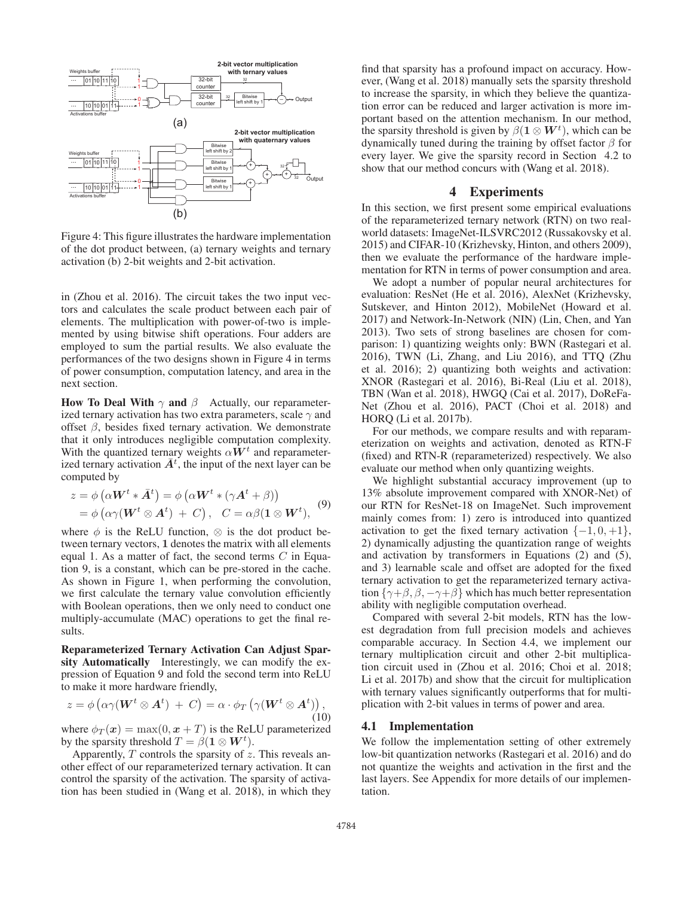Figure 4: This figure illustrates the hardware implementation of the dot product between, (a) ternary weights and ternary activation (b) 2-bit weights and 2-bit activation.

in (Zhou et al. 2016). The circuit takes the two input vectors and calculates the scale product between each pair of elements. The multiplication with power-of-two is implemented by using bitwise shift operations. Four adders are employed to sum the partial results. We also evaluate the performances of the two designs shown in Figure 4 in terms of power consumption, computation latency, and area in the next section.

**How To Deal With $\gamma$ and $\beta$** Actually, our reparameterized ternary activation has two extra parameters, scale $\gamma$ and offset $\beta$, besides fixed ternary activation. We demonstrate that it only introduces negligible computation complexity. With the quantized ternary weights $\alpha \boldsymbol{W}^t$ and reparameterized ternary activation $\bar{\boldsymbol{A}}^t$, the input of the next layer can be computed by

$$
\begin{aligned}
z &= \phi\left(\alpha \boldsymbol{W}^t * \bar{\boldsymbol{A}}^t\right) = \phi\left(\alpha \boldsymbol{W}^t * (\gamma \boldsymbol{A}^t + \beta)\right) \\
&= \phi\left(\alpha\gamma(\boldsymbol{W}^t \otimes \boldsymbol{A}^t) \; + \; C\right), \quad C = \alpha\beta(\boldsymbol{1} \otimes \boldsymbol{W}^t),
\end{aligned}
\tag{9}
$$

where $\phi$ is the ReLU function, $\otimes$ is the dot product between ternary vectors, $\boldsymbol{1}$ denotes the matrix with all elements equal 1. As a matter of fact, the second terms $C$ in Equation 9, is a constant, which can be pre-stored in the cache. As shown in Figure 1, when performing the convolution, we first calculate the ternary value convolution efficiently with Boolean operations, then we only need to conduct one multiply-accumulate (MAC) operations to get the final results.

**Reparameterized Ternary Activation Can Adjust Sparsity Automatically** Interestingly, we can modify the expression of Equation 9 and fold the second term into ReLU to make it more hardware friendly,

$$
z = \phi\left(\alpha\gamma(\boldsymbol{W}^t \otimes \boldsymbol{A}^t) \; + \; C\right) = \alpha \cdot \phi_T\left(\gamma(\boldsymbol{W}^t \otimes \boldsymbol{A}^t)\right),
\tag{10}
$$

where $\phi_T(\boldsymbol{x}) = \max(0, \boldsymbol{x} + T)$ is the ReLU parameterized by the sparsity threshold $T = \beta(\boldsymbol{1} \otimes \boldsymbol{W}^t)$.

Apparently, $T$ controls the sparsity of $z$. This reveals another effect of our reparameterized ternary activation. It can control the sparsity of the activation. The sparsity of activation has been studied in (Wang et al. 2018), in which they find that sparsity has a profound impact on accuracy. However, (Wang et al. 2018) manually sets the sparsity threshold to increase the sparsity, in which they believe the quantization error can be reduced and larger activation is more important based on the attention mechanism. In our method, the sparsity threshold is given by $\beta(\boldsymbol{1} \otimes \boldsymbol{W}^t)$, which can be dynamically tuned during the training by offset factor $\beta$ for every layer. We give the sparsity record in Section 4.2 to show that our method concurs with (Wang et al. 2018).

# 4 Experiments

In this section, we first present some empirical evaluations of the reparameterized ternary network (RTN) on two real-world datasets: ImageNet-ILSVRC2012 (Russakovsky et al. 2015) and CIFAR-10 (Krizhevsky, Hinton, and others 2009), then we evaluate the performance of the hardware implementation for RTN in terms of power consumption and area.

We adopt a number of popular neural architectures for evaluation: ResNet (He et al. 2016), AlexNet (Krizhevsky, Sutskever, and Hinton 2012), MobileNet (Howard et al. 2017) and Network-In-Network (NIN) (Lin, Chen, and Yan 2013). Two sets of strong baselines are chosen for comparison: 1) quantizing weights only: BWN (Rastegari et al. 2016), TWN (Li, Zhang, and Liu 2016), and TTQ (Zhu et al. 2016); 2) quantizing both weights and activation: XNOR (Rastegari et al. 2016), Bi-Real (Liu et al. 2018), TBN (Wan et al. 2018), HWGQ (Cai et al. 2017), DoReFa-Net (Zhou et al. 2016), PACT (Choi et al. 2018) and HORQ (Li et al. 2017b).

For our methods, we compare results and with reparameterization on weights and activation, denoted as RTN-F (fixed) and RTN-R (reparameterized) respectively. We also evaluate our method when only quantizing weights.

We highlight substantial accuracy improvement (up to 13% absolute improvement compared with XNOR-Net) of our RTN for ResNet-18 on ImageNet. Such improvement mainly comes from: 1) zero is introduced into quantized activation to get the fixed ternary activation $\{-1, 0, +1\}$, 2) dynamically adjusting the quantization range of weights and activation by transformers in Equations (2) and (5), and 3) learnable scale and offset are adopted for the fixed ternary activation to get the reparameterized ternary activation $\{\gamma+\beta, \beta, -\gamma+\beta\}$ which has much better representation ability with negligible computation overhead.

Compared with several 2-bit models, RTN has the lowest degradation from full precision models and achieves comparable accuracy. In Section 4.4, we implement our ternary multiplication circuit and other 2-bit multiplication circuit used in (Zhou et al. 2016; Choi et al. 2018; Li et al. 2017b) and show that the circuit for multiplication with ternary values significantly outperforms that for multiplication with 2-bit values in terms of power and area.

## 4.1 Implementation

We follow the implementation setting of other extremely low-bit quantization networks (Rastegari et al. 2016) and do not quantize the weights and activation in the first and the last layers. See Appendix for more details of our implementation.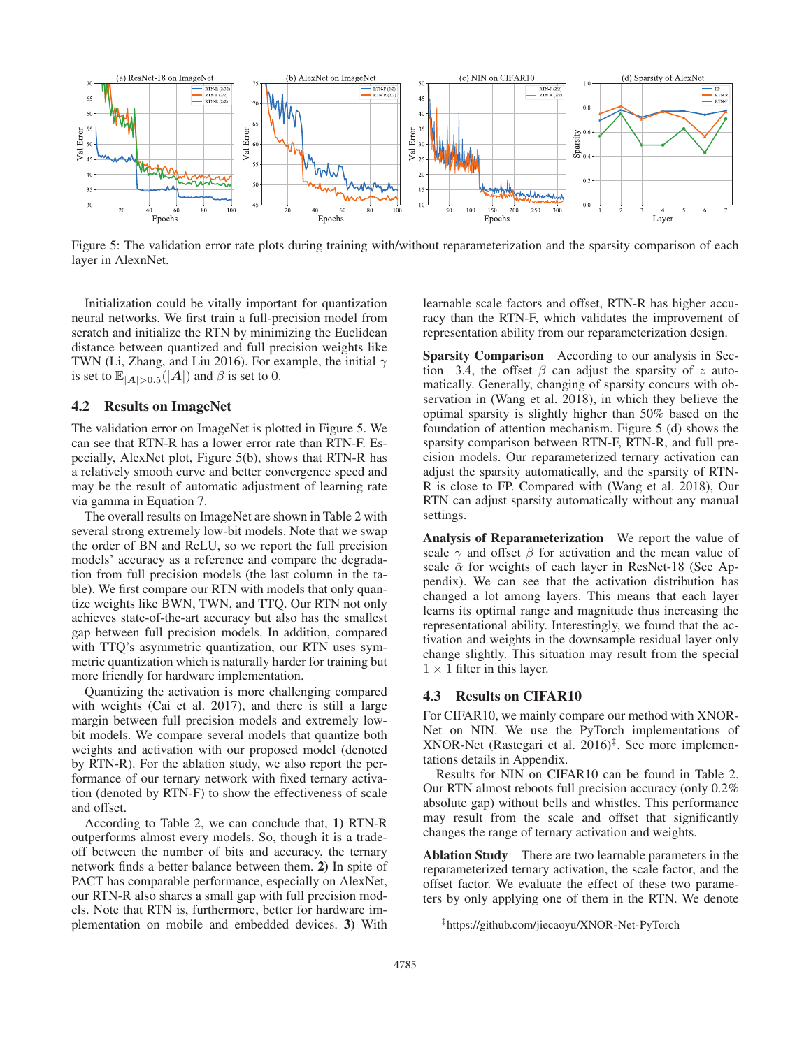Figure 5: The validation error rate plots during training with/without reparameterization and the sparsity comparison of each layer in AlexnNet.

Initialization could be vitally important for quantization neural networks. We first train a full-precision model from scratch and initialize the RTN by minimizing the Euclidean distance between quantized and full precision weights like TWN (Li, Zhang, and Liu 2016). For example, the initial $\gamma$ is set to $\mathbb{E}_{|\boldsymbol{A}|>0.5}(|\boldsymbol{A}|)$ and $\beta$ is set to 0.

## 4.2 Results on ImageNet

The validation error on ImageNet is plotted in Figure 5. We can see that RTN-R has a lower error rate than RTN-F. Especially, AlexNet plot, Figure 5(b), shows that RTN-R has a relatively smooth curve and better convergence speed and may be the result of automatic adjustment of learning rate via gamma in Equation 7.

The overall results on ImageNet are shown in Table 2 with several strong extremely low-bit models. Note that we swap the order of BN and ReLU, so we report the full precision models' accuracy as a reference and compare the degradation from full precision models (the last column in the table). We first compare our RTN with models that only quantize weights like BWN, TWN, and TTQ. Our RTN not only achieves state-of-the-art accuracy but also has the smallest gap between full precision models. In addition, compared with TTQ's asymmetric quantization, our RTN uses symmetric quantization which is naturally harder for training but more friendly for hardware implementation.

Quantizing the activation is more challenging compared with weights (Cai et al. 2017), and there is still a large margin between full precision models and extremely low-bit models. We compare several models that quantize both weights and activation with our proposed model (denoted by RTN-R). For the ablation study, we also report the performance of our ternary network with fixed ternary activation (denoted by RTN-F) to show the effectiveness of scale and offset.

According to Table 2, we can conclude that, **1)** RTN-R outperforms almost every models. So, though it is a tradeoff between the number of bits and accuracy, the ternary network finds a better balance between them. **2)** In spite of PACT has comparable performance, especially on AlexNet, our RTN-R also shares a small gap with full precision models. Note that RTN is, furthermore, better for hardware implementation on mobile and embedded devices. **3)** With learnable scale factors and offset, RTN-R has higher accuracy than the RTN-F, which validates the improvement of representation ability from our reparameterization design.

**Sparsity Comparison** According to our analysis in Section 3.4, the offset $\beta$ can adjust the sparsity of $z$ automatically. Generally, changing of sparsity concurs with observation in (Wang et al. 2018), in which they believe the optimal sparsity is slightly higher than 50% based on the foundation of attention mechanism. Figure 5 (d) shows the sparsity comparison between RTN-F, RTN-R, and full precision models. Our reparameterized ternary activation can adjust the sparsity automatically, and the sparsity of RTN-R is close to FP. Compared with (Wang et al. 2018), Our RTN can adjust sparsity automatically without any manual settings.

**Analysis of Reparameterization** We report the value of scale $\gamma$ and offset $\beta$ for activation and the mean value of scale $\bar{\alpha}$ for weights of each layer in ResNet-18 (See Appendix). We can see that the activation distribution has changed a lot among layers. This means that each layer learns its optimal range and magnitude thus increasing the representational ability. Interestingly, we found that the activation and weights in the downsample residual layer only change slightly. This situation may result from the special $1 \times 1$ filter in this layer.

## 4.3 Results on CIFAR10

For CIFAR10, we mainly compare our method with XNOR-Net on NIN. We use the PyTorch implementations of XNOR-Net (Rastegari et al. 2016)[‡]. See more implementations details in Appendix.

Results for NIN on CIFAR10 can be found in Table 2. Our RTN almost reboots full precision accuracy (only 0.2% absolute gap) without bells and whistles. This performance may result from the scale and offset that significantly changes the range of ternary activation and weights.

**Ablation Study** There are two learnable parameters in the reparameterized ternary activation, the scale factor, and the offset factor. We evaluate the effect of these two parameters by only applying one of them in the RTN. We denote

[‡]https://github.com/jiecaoyu/XNOR-Net-PyTorch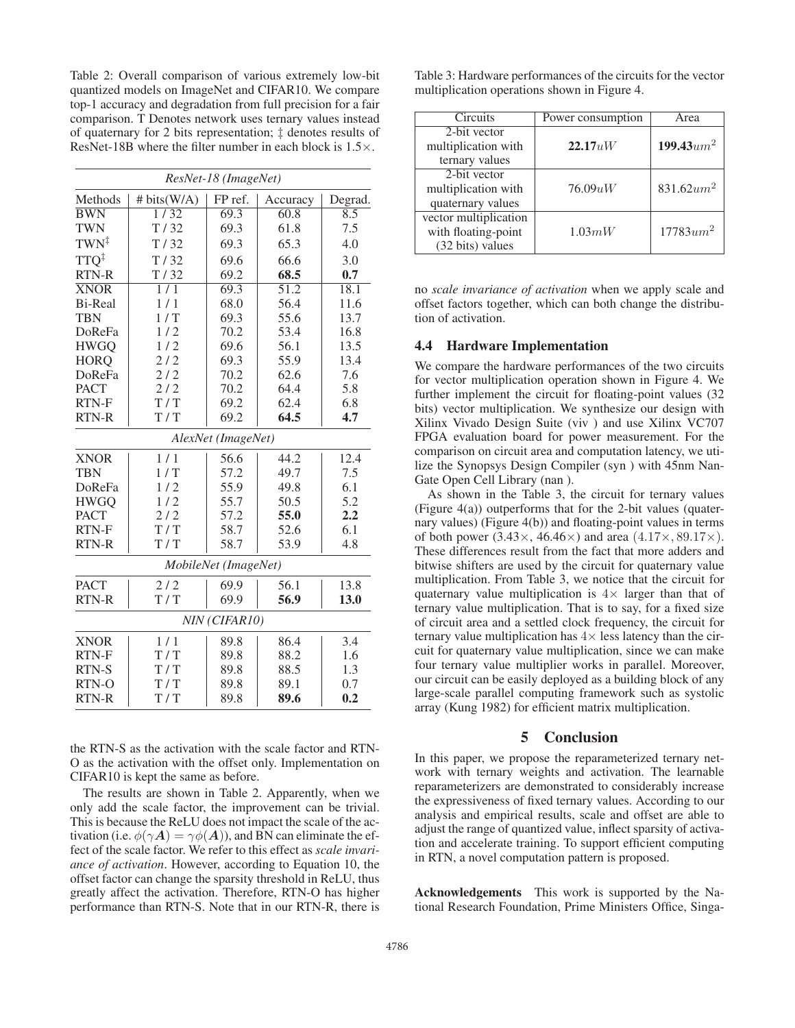Table 2: Overall comparison of various extremely low-bit quantized models on ImageNet and CIFAR10. We compare top-1 accuracy and degradation from full precision for a fair comparison. T Denotes network uses ternary values instead of quaternary for 2 bits representation; ‡ denotes results of ResNet-18B where the filter number in each block is 1.5×.

| Methods | # bits(W/A) | FP ref. | Accuracy | Degrad. |
|---|---|---|---|---|
| *ResNet-18 (ImageNet)* | | | | |
| BWN | 1 / 32 | 69.3 | 60.8 | 8.5 |
| TWN | T / 32 | 69.3 | 61.8 | 7.5 |
| TWN‡ | T / 32 | 69.3 | 65.3 | 4.0 |
| TTQ‡ | T / 32 | 69.6 | 66.6 | 3.0 |
| RTN-R | T / 32 | 69.2 | **68.5** | **0.7** |
| XNOR | 1 / 1 | 69.3 | 51.2 | 18.1 |
| Bi-Real | 1 / 1 | 68.0 | 56.4 | 11.6 |
| TBN | 1 / T | 69.3 | 55.6 | 13.7 |
| DoReFa | 1 / 2 | 70.2 | 53.4 | 16.8 |
| HWGQ | 1 / 2 | 69.6 | 56.1 | 13.5 |
| HORQ | 2 / 2 | 69.3 | 55.9 | 13.4 |
| DoReFa | 2 / 2 | 70.2 | 62.6 | 7.6 |
| PACT | 2 / 2 | 70.2 | 64.4 | 5.8 |
| RTN-F | T / T | 69.2 | 62.4 | 6.8 |
| RTN-R | T / T | 69.2 | **64.5** | **4.7** |
| *AlexNet (ImageNet)* | | | | |
| XNOR | 1 / 1 | 56.6 | 44.2 | 12.4 |
| TBN | 1 / T | 57.2 | 49.7 | 7.5 |
| DoReFa | 1 / 2 | 55.9 | 49.8 | 6.1 |
| HWGQ | 1 / 2 | 55.7 | 50.5 | 5.2 |
| PACT | 2 / 2 | 57.2 | **55.0** | **2.2** |
| RTN-F | T / T | 58.7 | 52.6 | 6.1 |
| RTN-R | T / T | 58.7 | 53.9 | 4.8 |
| *MobileNet (ImageNet)* | | | | |
| PACT | 2 / 2 | 69.9 | 56.1 | 13.8 |
| RTN-R | T / T | 69.9 | **56.9** | **13.0** |
| *NIN (CIFAR10)* | | | | |
| XNOR | 1 / 1 | 89.8 | 86.4 | 3.4 |
| RTN-F | T / T | 89.8 | 88.2 | 1.6 |
| RTN-S | T / T | 89.8 | 88.5 | 1.3 |
| RTN-O | T / T | 89.8 | 89.1 | 0.7 |
| RTN-R | T / T | 89.8 | **89.6** | **0.2** |

the RTN-S as the activation with the scale factor and RTN-O as the activation with the offset only. Implementation on CIFAR10 is kept the same as before.

The results are shown in Table 2. Apparently, when we only add the scale factor, the improvement can be trivial. This is because the ReLU does not impact the scale of the activation (i.e. $\phi(\gamma \boldsymbol{A}) = \gamma\phi(\boldsymbol{A})$), and BN can eliminate the effect of the scale factor. We refer to this effect as *scale invariance of activation*. However, according to Equation 10, the offset factor can change the sparsity threshold in ReLU, thus greatly affect the activation. Therefore, RTN-O has higher performance than RTN-S. Note that in our RTN-R, there is no *scale invariance of activation* when we apply scale and offset factors together, which can both change the distribution of activation.

Table 3: Hardware performances of the circuits for the vector multiplication operations shown in Figure 4.

| Circuits | Power consumption | Area |
|---|---|---|
| 2-bit vector multiplication with ternary values | **22.17**$uW$ | **199.43**$um^2$ |
| 2-bit vector multiplication with quaternary values | 76.09$uW$ | 831.62$um^2$ |
| vector multiplication with floating-point (32 bits) values | 1.03$mW$ | 17783$um^2$ |

## 4.4 Hardware Implementation

We compare the hardware performances of the two circuits for vector multiplication operation shown in Figure 4. We further implement the circuit for floating-point values (32 bits) vector multiplication. We synthesize our design with Xilinx Vivado Design Suite (viv ) and use Xilinx VC707 FPGA evaluation board for power measurement. For the comparison on circuit area and computation latency, we utilize the Synopsys Design Compiler (syn ) with 45nm NanGate Open Cell Library (nan ).

As shown in the Table 3, the circuit for ternary values (Figure 4(a)) outperforms that for the 2-bit values (quaternary values) (Figure 4(b)) and floating-point values in terms of both power (3.43×, 46.46×) and area $(4.17\times, 89.17\times)$. These differences result from the fact that more adders and bitwise shifters are used by the circuit for quaternary value multiplication. From Table 3, we notice that the circuit for quaternary value multiplication is $4\times$ larger than that of ternary value multiplication. That is to say, for a fixed size of circuit area and a settled clock frequency, the circuit for ternary value multiplication has $4\times$ less latency than the circuit for quaternary value multiplication, since we can make four ternary value multiplier works in parallel. Moreover, our circuit can be easily deployed as a building block of any large-scale parallel computing framework such as systolic array (Kung 1982) for efficient matrix multiplication.

# 5 Conclusion

In this paper, we propose the reparameterized ternary network with ternary weights and activation. The learnable reparameterizers are demonstrated to considerably increase the expressiveness of fixed ternary values. According to our analysis and empirical results, scale and offset are able to adjust the range of quantized value, inflect sparsity of activation and accelerate training. To support efficient computing in RTN, a novel computation pattern is proposed.

**Acknowledgements** This work is supported by the National Research Foundation, Prime Ministers Office, Singa-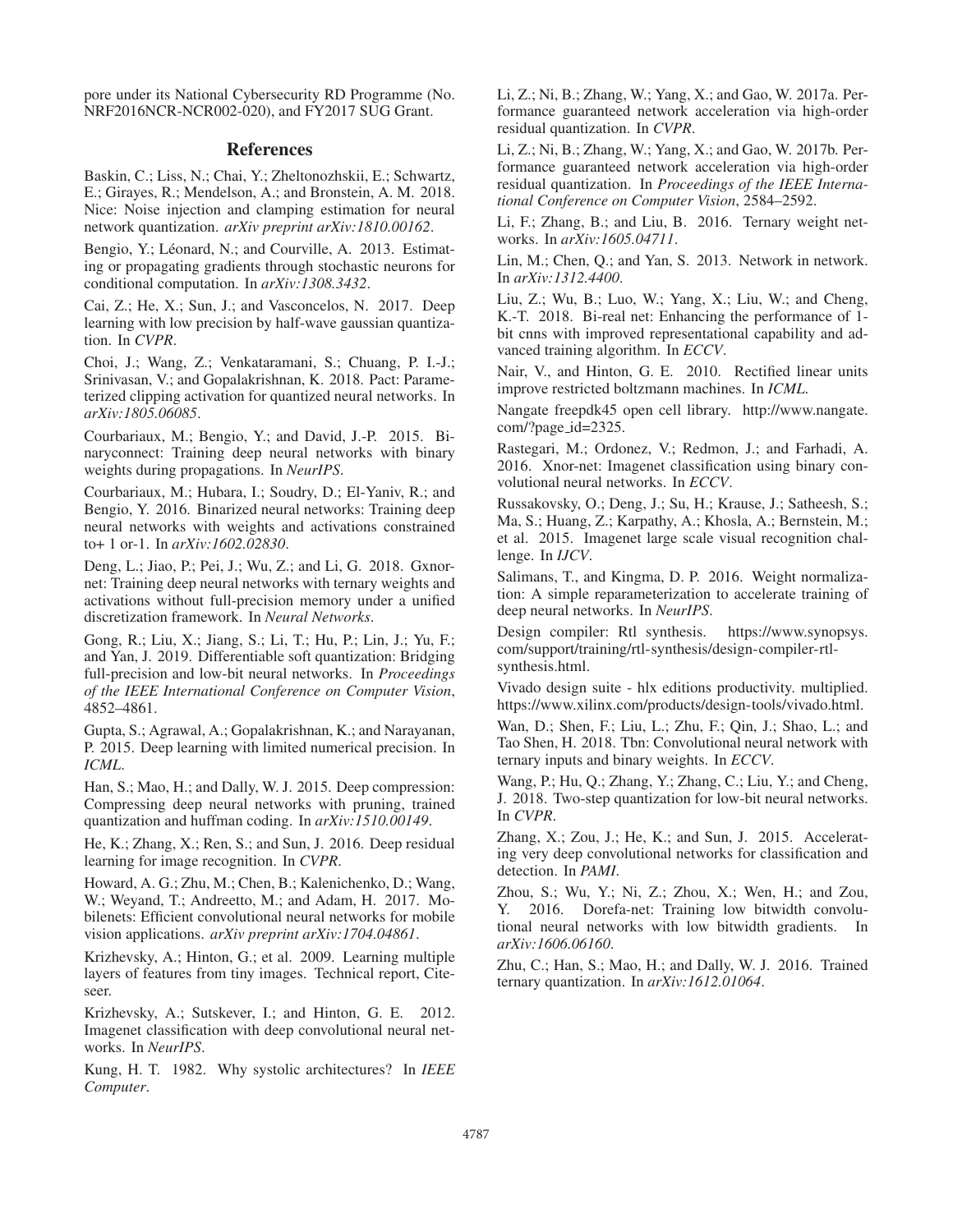pore under its National Cybersecurity RD Programme (No. NRF2016NCR-NCR002-020), and FY2017 SUG Grant.

## References

Baskin, C.; Liss, N.; Chai, Y.; Zheltonozhskii, E.; Schwartz, E.; Girayes, R.; Mendelson, A.; and Bronstein, A. M. 2018. Nice: Noise injection and clamping estimation for neural network quantization. *arXiv preprint arXiv:1810.00162*.

Bengio, Y.; Léonard, N.; and Courville, A. 2013. Estimating or propagating gradients through stochastic neurons for conditional computation. In *arXiv:1308.3432*.

Cai, Z.; He, X.; Sun, J.; and Vasconcelos, N. 2017. Deep learning with low precision by half-wave gaussian quantization. In *CVPR*.

Choi, J.; Wang, Z.; Venkataramani, S.; Chuang, P. I.-J.; Srinivasan, V.; and Gopalakrishnan, K. 2018. Pact: Parameterized clipping activation for quantized neural networks. In *arXiv:1805.06085*.

Courbariaux, M.; Bengio, Y.; and David, J.-P. 2015. Binaryconnect: Training deep neural networks with binary weights during propagations. In *NeurIPS*.

Courbariaux, M.; Hubara, I.; Soudry, D.; El-Yaniv, R.; and Bengio, Y. 2016. Binarized neural networks: Training deep neural networks with weights and activations constrained to+ 1 or-1. In *arXiv:1602.02830*.

Deng, L.; Jiao, P.; Pei, J.; Wu, Z.; and Li, G. 2018. Gxnornet: Training deep neural networks with ternary weights and activations without full-precision memory under a unified discretization framework. In *Neural Networks*.

Gong, R.; Liu, X.; Jiang, S.; Li, T.; Hu, P.; Lin, J.; Yu, F.; and Yan, J. 2019. Differentiable soft quantization: Bridging full-precision and low-bit neural networks. In *Proceedings of the IEEE International Conference on Computer Vision*, 4852–4861.

Gupta, S.; Agrawal, A.; Gopalakrishnan, K.; and Narayanan, P. 2015. Deep learning with limited numerical precision. In *ICML*.

Han, S.; Mao, H.; and Dally, W. J. 2015. Deep compression: Compressing deep neural networks with pruning, trained quantization and huffman coding. In *arXiv:1510.00149*.

He, K.; Zhang, X.; Ren, S.; and Sun, J. 2016. Deep residual learning for image recognition. In *CVPR*.

Howard, A. G.; Zhu, M.; Chen, B.; Kalenichenko, D.; Wang, W.; Weyand, T.; Andreetto, M.; and Adam, H. 2017. Mobilenets: Efficient convolutional neural networks for mobile vision applications. *arXiv preprint arXiv:1704.04861*.

Krizhevsky, A.; Hinton, G.; et al. 2009. Learning multiple layers of features from tiny images. Technical report, Citeseer.

Krizhevsky, A.; Sutskever, I.; and Hinton, G. E. 2012. Imagenet classification with deep convolutional neural networks. In *NeurIPS*.

Kung, H. T. 1982. Why systolic architectures? In *IEEE Computer*.

Li, Z.; Ni, B.; Zhang, W.; Yang, X.; and Gao, W. 2017a. Performance guaranteed network acceleration via high-order residual quantization. In *CVPR*.

Li, Z.; Ni, B.; Zhang, W.; Yang, X.; and Gao, W. 2017b. Performance guaranteed network acceleration via high-order residual quantization. In *Proceedings of the IEEE International Conference on Computer Vision*, 2584–2592.

Li, F.; Zhang, B.; and Liu, B. 2016. Ternary weight networks. In *arXiv:1605.04711*.

Lin, M.; Chen, Q.; and Yan, S. 2013. Network in network. In *arXiv:1312.4400*.

Liu, Z.; Wu, B.; Luo, W.; Yang, X.; Liu, W.; and Cheng, K.-T. 2018. Bi-real net: Enhancing the performance of 1-bit cnns with improved representational capability and advanced training algorithm. In *ECCV*.

Nair, V., and Hinton, G. E. 2010. Rectified linear units improve restricted boltzmann machines. In *ICML*.

Nangate freepdk45 open cell library. http://www.nangate.com/?page_id=2325.

Rastegari, M.; Ordonez, V.; Redmon, J.; and Farhadi, A. 2016. Xnor-net: Imagenet classification using binary convolutional neural networks. In *ECCV*.

Russakovsky, O.; Deng, J.; Su, H.; Krause, J.; Satheesh, S.; Ma, S.; Huang, Z.; Karpathy, A.; Khosla, A.; Bernstein, M.; et al. 2015. Imagenet large scale visual recognition challenge. In *IJCV*.

Salimans, T., and Kingma, D. P. 2016. Weight normalization: A simple reparameterization to accelerate training of deep neural networks. In *NeurIPS*.

Design compiler: Rtl synthesis. https://www.synopsys.com/support/training/rtl-synthesis/design-compiler-rtl-synthesis.html.

Vivado design suite - hlx editions productivity. multiplied. https://www.xilinx.com/products/design-tools/vivado.html.

Wan, D.; Shen, F.; Liu, L.; Zhu, F.; Qin, J.; Shao, L.; and Tao Shen, H. 2018. Tbn: Convolutional neural network with ternary inputs and binary weights. In *ECCV*.

Wang, P.; Hu, Q.; Zhang, Y.; Zhang, C.; Liu, Y.; and Cheng, J. 2018. Two-step quantization for low-bit neural networks. In *CVPR*.

Zhang, X.; Zou, J.; He, K.; and Sun, J. 2015. Accelerating very deep convolutional networks for classification and detection. In *PAMI*.

Zhou, S.; Wu, Y.; Ni, Z.; Zhou, X.; Wen, H.; and Zou, Y. 2016. Dorefa-net: Training low bitwidth convolutional neural networks with low bitwidth gradients. In *arXiv:1606.06160*.

Zhu, C.; Han, S.; Mao, H.; and Dally, W. J. 2016. Trained ternary quantization. In *arXiv:1612.01064*.